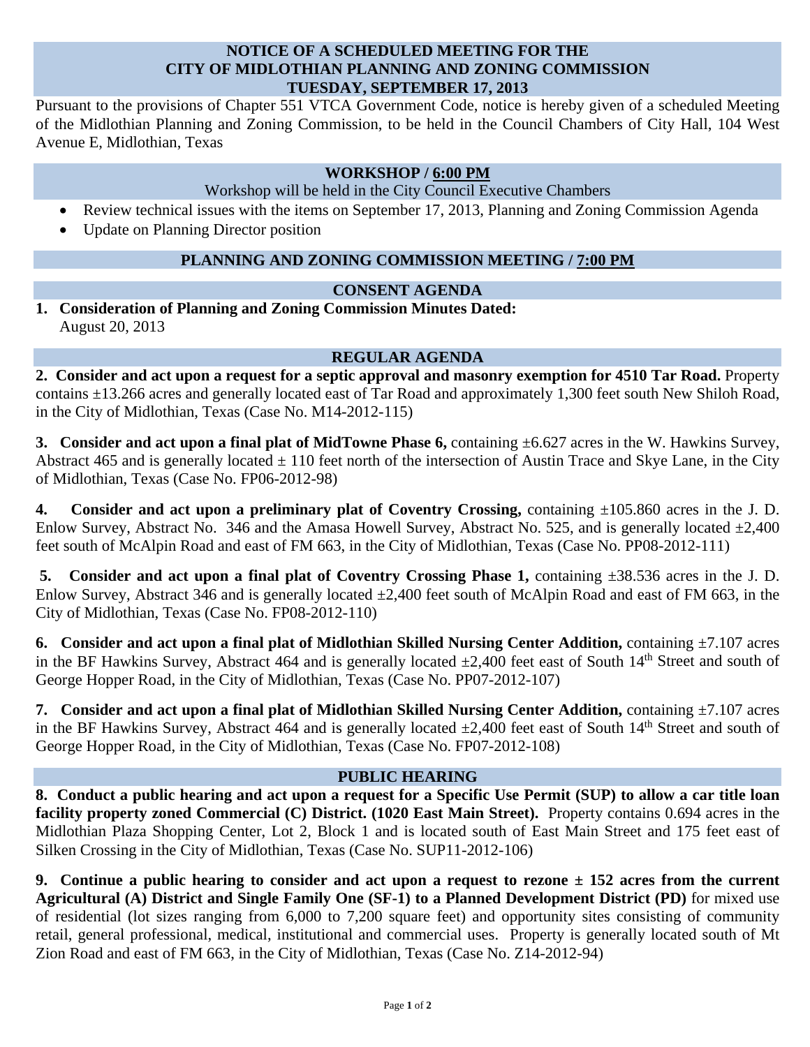# NOTICE OF A SCHEDULED MEETING FOR THE CITY OF MIDLOTHIAN PLANNING AND ZONING COMMISSION TUESDAY, SEPTEMBER 17, 2013

Pursuant to the provisions of Chapter 551 VTCA Government Code, notice is hereby given of a scheduled Meeting of the Midlothian Planning and Zoning Commission, to be held in the Council Chambers of City Hall, 104 West Avenue E, Midlothian, Texas

## WORKSHOP / 6:00 PM

Workshop will be held in the City Council Executive Chambers

- Review technical issues with the items on September 17, 2013, Planning and Zoning Commission Agenda
- Update on Planning Director position

## PLANNING AND ZONING COMMISSION MEETING / 7:00 PM

## CONSENT AGENDA

**1. Consideration of Planning and Zoning Commission Minutes Dated:**
August 20, 2013

## REGULAR AGENDA

**2. Consider and act upon a request for a septic approval and masonry exemption for 4510 Tar Road.** Property contains ±13.266 acres and generally located east of Tar Road and approximately 1,300 feet south New Shiloh Road, in the City of Midlothian, Texas (Case No. M14-2012-115)

**3. Consider and act upon a final plat of MidTowne Phase 6,** containing ±6.627 acres in the W. Hawkins Survey, Abstract 465 and is generally located ± 110 feet north of the intersection of Austin Trace and Skye Lane, in the City of Midlothian, Texas (Case No. FP06-2012-98)

**4. Consider and act upon a preliminary plat of Coventry Crossing,** containing ±105.860 acres in the J. D. Enlow Survey, Abstract No. 346 and the Amasa Howell Survey, Abstract No. 525, and is generally located ±2,400 feet south of McAlpin Road and east of FM 663, in the City of Midlothian, Texas (Case No. PP08-2012-111)

**5. Consider and act upon a final plat of Coventry Crossing Phase 1,** containing ±38.536 acres in the J. D. Enlow Survey, Abstract 346 and is generally located ±2,400 feet south of McAlpin Road and east of FM 663, in the City of Midlothian, Texas (Case No. FP08-2012-110)

**6. Consider and act upon a final plat of Midlothian Skilled Nursing Center Addition,** containing ±7.107 acres in the BF Hawkins Survey, Abstract 464 and is generally located ±2,400 feet east of South 14th Street and south of George Hopper Road, in the City of Midlothian, Texas (Case No. PP07-2012-107)

**7. Consider and act upon a final plat of Midlothian Skilled Nursing Center Addition,** containing ±7.107 acres in the BF Hawkins Survey, Abstract 464 and is generally located ±2,400 feet east of South 14th Street and south of George Hopper Road, in the City of Midlothian, Texas (Case No. FP07-2012-108)

## PUBLIC HEARING

**8. Conduct a public hearing and act upon a request for a Specific Use Permit (SUP) to allow a car title loan facility property zoned Commercial (C) District. (1020 East Main Street).** Property contains 0.694 acres in the Midlothian Plaza Shopping Center, Lot 2, Block 1 and is located south of East Main Street and 175 feet east of Silken Crossing in the City of Midlothian, Texas (Case No. SUP11-2012-106)

**9. Continue a public hearing to consider and act upon a request to rezone ± 152 acres from the current Agricultural (A) District and Single Family One (SF-1) to a Planned Development District (PD)** for mixed use of residential (lot sizes ranging from 6,000 to 7,200 square feet) and opportunity sites consisting of community retail, general professional, medical, institutional and commercial uses. Property is generally located south of Mt Zion Road and east of FM 663, in the City of Midlothian, Texas (Case No. Z14-2012-94)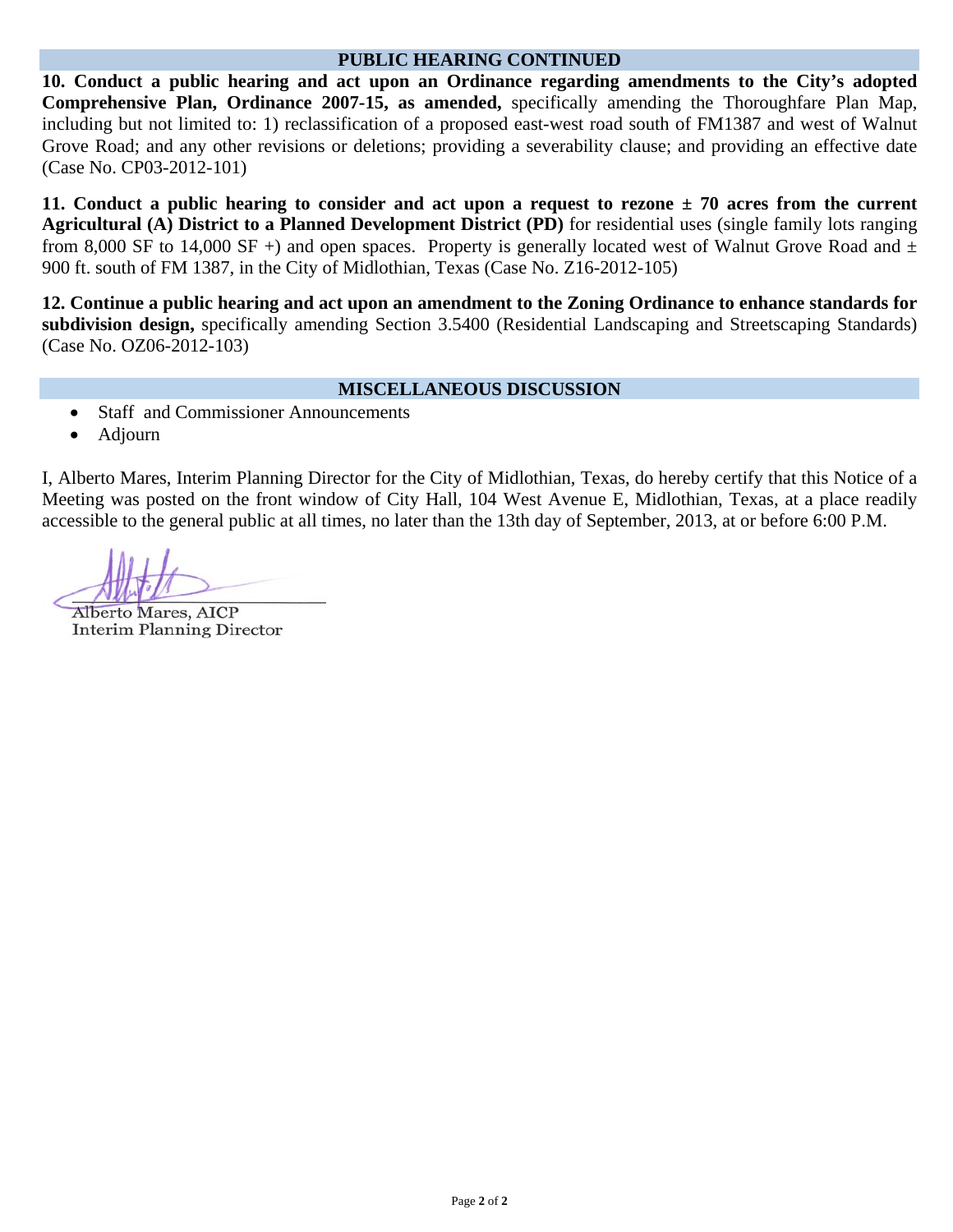## PUBLIC HEARING CONTINUED

**10. Conduct a public hearing and act upon an Ordinance regarding amendments to the City's adopted Comprehensive Plan, Ordinance 2007-15, as amended,** specifically amending the Thoroughfare Plan Map, including but not limited to: 1) reclassification of a proposed east-west road south of FM1387 and west of Walnut Grove Road; and any other revisions or deletions; providing a severability clause; and providing an effective date (Case No. CP03-2012-101)

**11. Conduct a public hearing to consider and act upon a request to rezone ± 70 acres from the current Agricultural (A) District to a Planned Development District (PD)** for residential uses (single family lots ranging from 8,000 SF to 14,000 SF +) and open spaces. Property is generally located west of Walnut Grove Road and ± 900 ft. south of FM 1387, in the City of Midlothian, Texas (Case No. Z16-2012-105)

**12. Continue a public hearing and act upon an amendment to the Zoning Ordinance to enhance standards for subdivision design,** specifically amending Section 3.5400 (Residential Landscaping and Streetscaping Standards) (Case No. OZ06-2012-103)

## MISCELLANEOUS DISCUSSION

- Staff and Commissioner Announcements
- Adjourn

I, Alberto Mares, Interim Planning Director for the City of Midlothian, Texas, do hereby certify that this Notice of a Meeting was posted on the front window of City Hall, 104 West Avenue E, Midlothian, Texas, at a place readily accessible to the general public at all times, no later than the 13th day of September, 2013, at or before 6:00 P.M.

Alberto Mares, AICP
Interim Planning Director